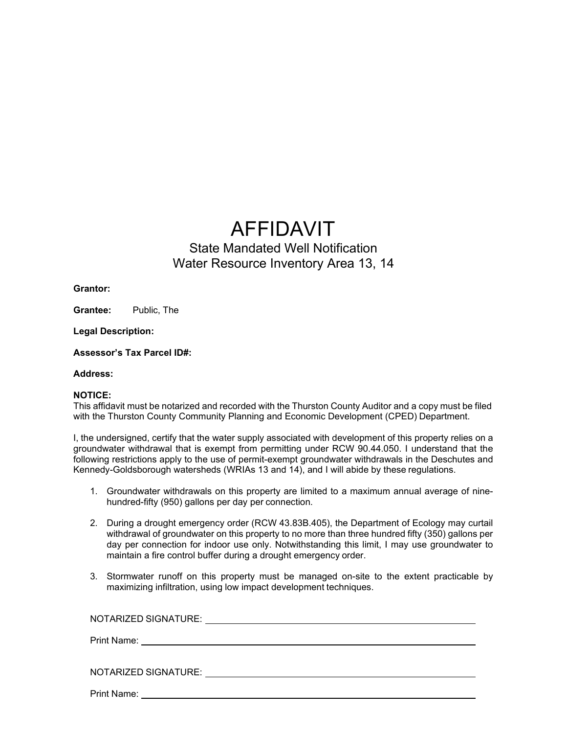# AFFIDAVIT

## State Mandated Well Notification
## Water Resource Inventory Area 13, 14

**Grantor:**

**Grantee:** Public, The

**Legal Description:**

**Assessor's Tax Parcel ID#:**

**Address:**

**NOTICE:**
This affidavit must be notarized and recorded with the Thurston County Auditor and a copy must be filed with the Thurston County Community Planning and Economic Development (CPED) Department.

I, the undersigned, certify that the water supply associated with development of this property relies on a groundwater withdrawal that is exempt from permitting under RCW 90.44.050. I understand that the following restrictions apply to the use of permit-exempt groundwater withdrawals in the Deschutes and Kennedy-Goldsborough watersheds (WRIAs 13 and 14), and I will abide by these regulations.

1. Groundwater withdrawals on this property are limited to a maximum annual average of nine-hundred-fifty (950) gallons per day per connection.
2. During a drought emergency order (RCW 43.83B.405), the Department of Ecology may curtail withdrawal of groundwater on this property to no more than three hundred fifty (350) gallons per day per connection for indoor use only. Notwithstanding this limit, I may use groundwater to maintain a fire control buffer during a drought emergency order.
3. Stormwater runoff on this property must be managed on-site to the extent practicable by maximizing infiltration, using low impact development techniques.

NOTARIZED SIGNATURE: ______________________________

Print Name: ______________________________

NOTARIZED SIGNATURE: ______________________________

Print Name: ______________________________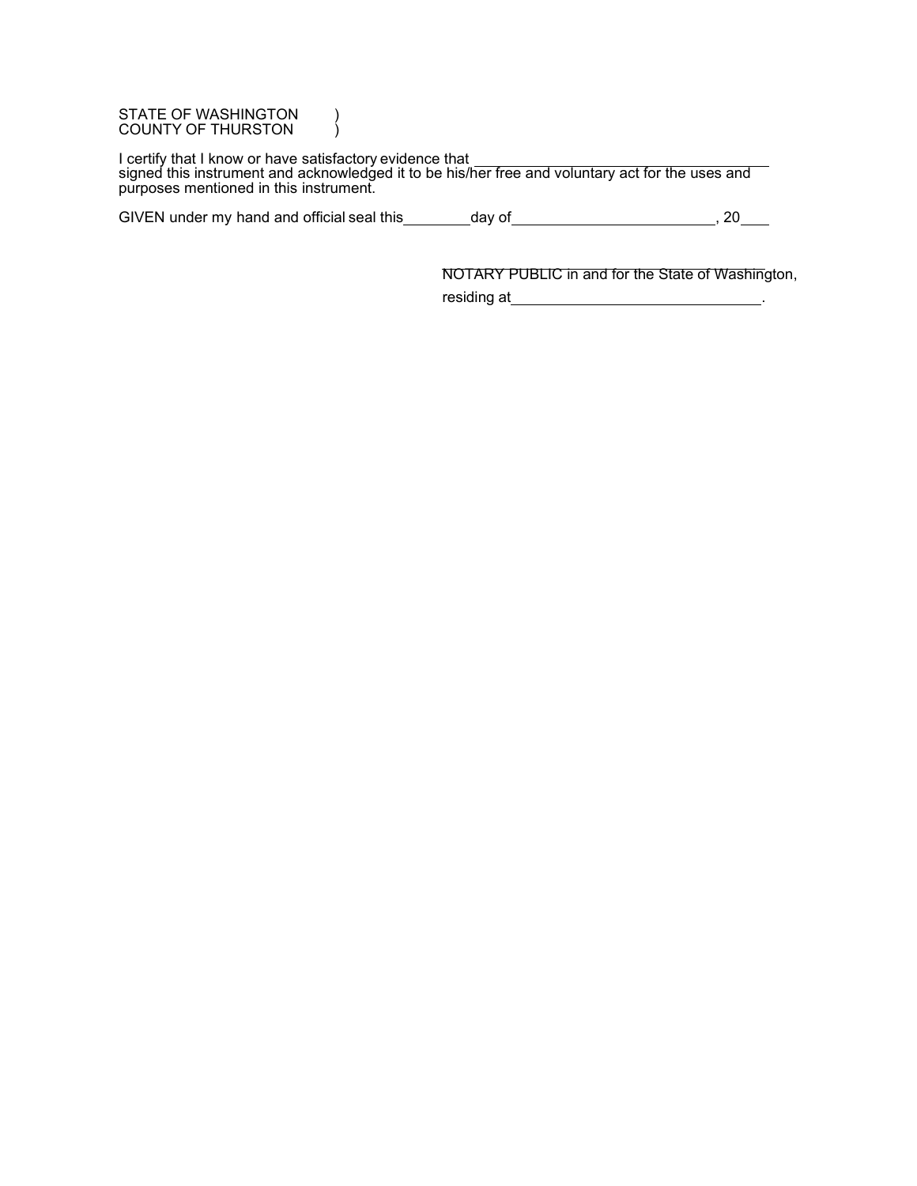STATE OF WASHINGTON )
COUNTY OF THURSTON )

I certify that I know or have satisfactory evidence that ______________________________ signed this instrument and acknowledged it to be his/her free and voluntary act for the uses and purposes mentioned in this instrument.

GIVEN under my hand and official seal this ________ day of ________________________, 20____

______________________________
NOTARY PUBLIC in and for the State of Washington,

residing at ______________________________.